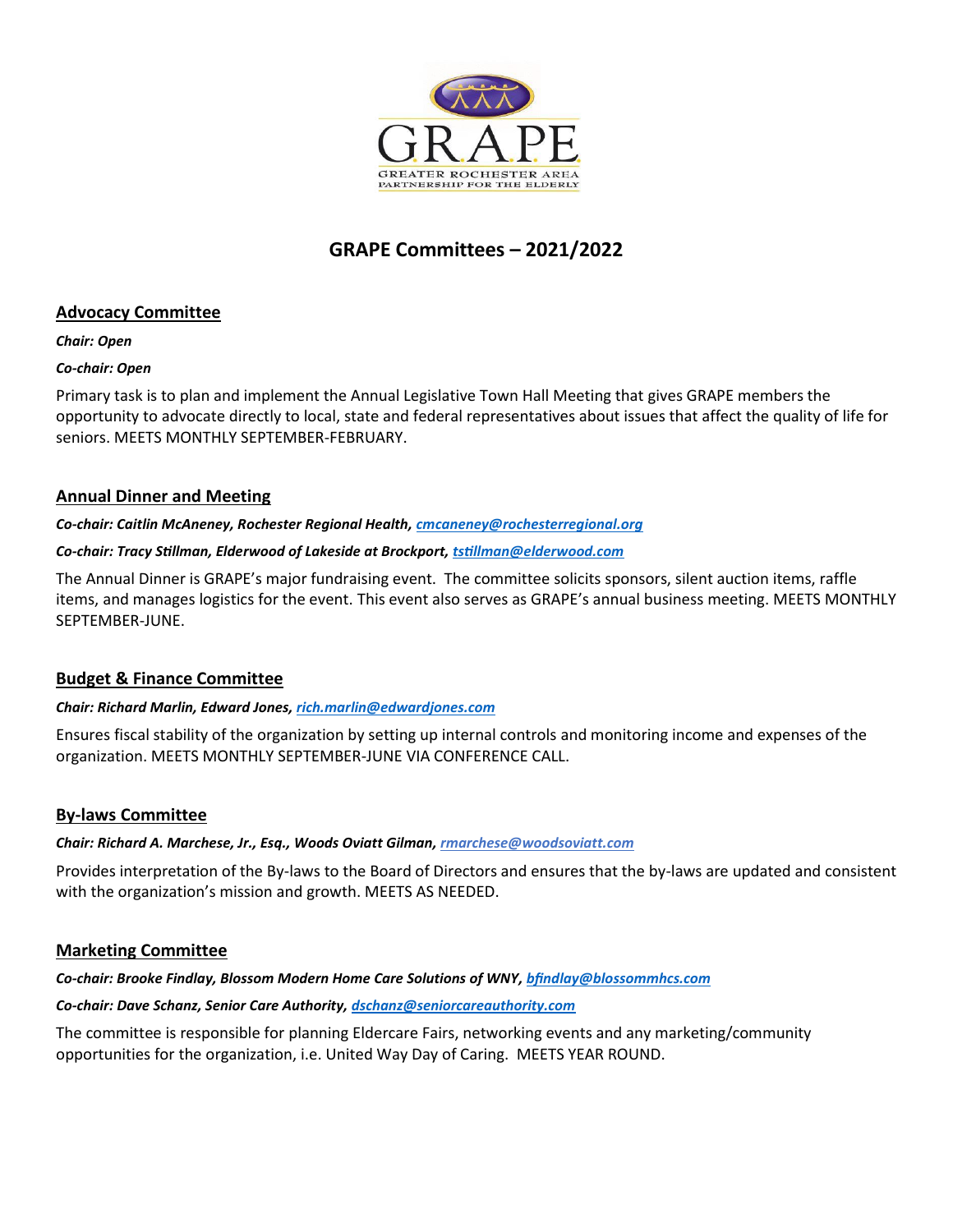GRAPE

GREATER ROCHESTER AREA PARTNERSHIP FOR THE ELDERLY

# GRAPE Committees – 2021/2022

## Advocacy Committee

***Chair: Open***

***Co-chair: Open***

Primary task is to plan and implement the Annual Legislative Town Hall Meeting that gives GRAPE members the opportunity to advocate directly to local, state and federal representatives about issues that affect the quality of life for seniors. MEETS MONTHLY SEPTEMBER-FEBRUARY.

## Annual Dinner and Meeting

***Co-chair: Caitlin McAneney, Rochester Regional Health, cmcaneney@rochesterregional.org***

***Co-chair: Tracy Stillman, Elderwood of Lakeside at Brockport, tstillman@elderwood.com***

The Annual Dinner is GRAPE's major fundraising event. The committee solicits sponsors, silent auction items, raffle items, and manages logistics for the event. This event also serves as GRAPE's annual business meeting. MEETS MONTHLY SEPTEMBER-JUNE.

## Budget & Finance Committee

***Chair: Richard Marlin, Edward Jones, rich.marlin@edwardjones.com***

Ensures fiscal stability of the organization by setting up internal controls and monitoring income and expenses of the organization. MEETS MONTHLY SEPTEMBER-JUNE VIA CONFERENCE CALL.

## By-laws Committee

***Chair: Richard A. Marchese, Jr., Esq., Woods Oviatt Gilman, rmarchese@woodsoviatt.com***

Provides interpretation of the By-laws to the Board of Directors and ensures that the by-laws are updated and consistent with the organization's mission and growth. MEETS AS NEEDED.

## Marketing Committee

***Co-chair: Brooke Findlay, Blossom Modern Home Care Solutions of WNY, bfindlay@blossommhcs.com***

***Co-chair: Dave Schanz, Senior Care Authority, dschanz@seniorcareauthority.com***

The committee is responsible for planning Eldercare Fairs, networking events and any marketing/community opportunities for the organization, i.e. United Way Day of Caring. MEETS YEAR ROUND.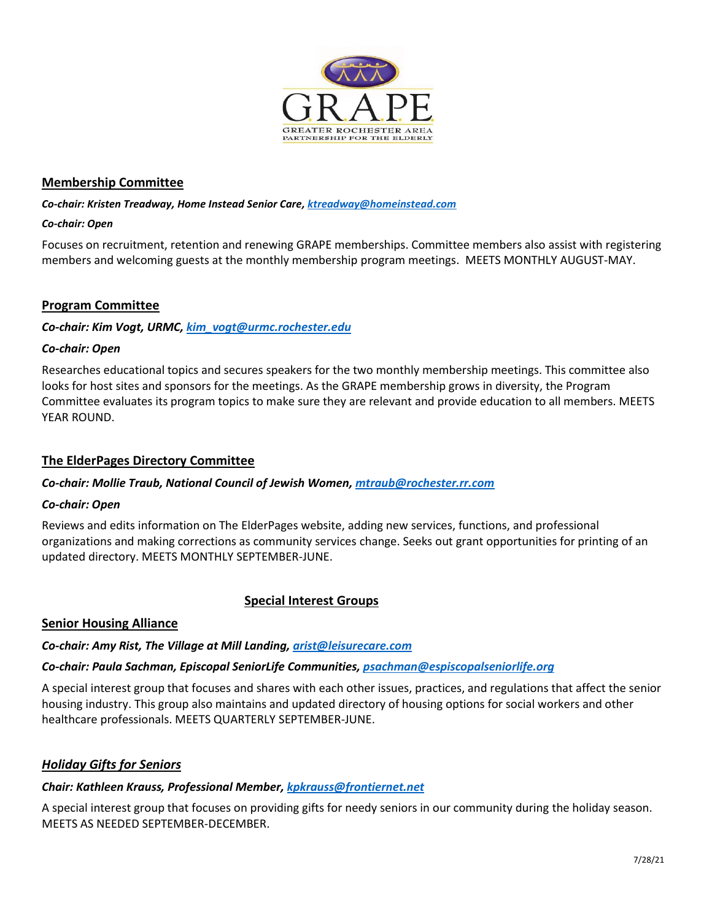GRAPE
GREATER ROCHESTER AREA
PARTNERSHIP FOR THE ELDERLY

## Membership Committee

***Co-chair: Kristen Treadway, Home Instead Senior Care, ktreadway@homeinstead.com***

***Co-chair: Open***

Focuses on recruitment, retention and renewing GRAPE memberships. Committee members also assist with registering members and welcoming guests at the monthly membership program meetings. MEETS MONTHLY AUGUST-MAY.

## Program Committee

***Co-chair: Kim Vogt, URMC, kim_vogt@urmc.rochester.edu***

***Co-chair: Open***

Researches educational topics and secures speakers for the two monthly membership meetings. This committee also looks for host sites and sponsors for the meetings. As the GRAPE membership grows in diversity, the Program Committee evaluates its program topics to make sure they are relevant and provide education to all members. MEETS YEAR ROUND.

## The ElderPages Directory Committee

***Co-chair: Mollie Traub, National Council of Jewish Women, mtraub@rochester.rr.com***

***Co-chair: Open***

Reviews and edits information on The ElderPages website, adding new services, functions, and professional organizations and making corrections as community services change. Seeks out grant opportunities for printing of an updated directory. MEETS MONTHLY SEPTEMBER-JUNE.

# Special Interest Groups

## Senior Housing Alliance

***Co-chair: Amy Rist, The Village at Mill Landing, arist@leisurecare.com***

***Co-chair: Paula Sachman, Episcopal SeniorLife Communities, psachman@espiscopalseniorlife.org***

A special interest group that focuses and shares with each other issues, practices, and regulations that affect the senior housing industry. This group also maintains and updated directory of housing options for social workers and other healthcare professionals. MEETS QUARTERLY SEPTEMBER-JUNE.

## *Holiday Gifts for Seniors*

***Chair: Kathleen Krauss, Professional Member, kpkrauss@frontiernet.net***

A special interest group that focuses on providing gifts for needy seniors in our community during the holiday season. MEETS AS NEEDED SEPTEMBER-DECEMBER.

7/28/21